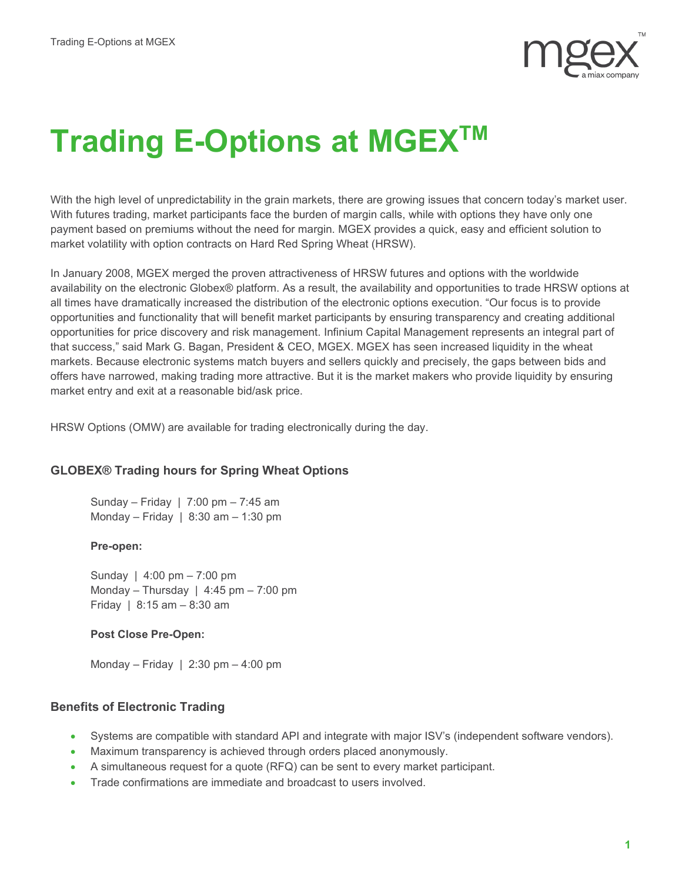# Trading E-Options at MGEX™

With the high level of unpredictability in the grain markets, there are growing issues that concern today's market user. With futures trading, market participants face the burden of margin calls, while with options they have only one payment based on premiums without the need for margin. MGEX provides a quick, easy and efficient solution to market volatility with option contracts on Hard Red Spring Wheat (HRSW).

In January 2008, MGEX merged the proven attractiveness of HRSW futures and options with the worldwide availability on the electronic Globex® platform. As a result, the availability and opportunities to trade HRSW options at all times have dramatically increased the distribution of the electronic options execution. "Our focus is to provide opportunities and functionality that will benefit market participants by ensuring transparency and creating additional opportunities for price discovery and risk management. Infinium Capital Management represents an integral part of that success," said Mark G. Bagan, President & CEO, MGEX. MGEX has seen increased liquidity in the wheat markets. Because electronic systems match buyers and sellers quickly and precisely, the gaps between bids and offers have narrowed, making trading more attractive. But it is the market makers who provide liquidity by ensuring market entry and exit at a reasonable bid/ask price.

HRSW Options (OMW) are available for trading electronically during the day.

### GLOBEX® Trading hours for Spring Wheat Options

Sunday – Friday | 7:00 pm – 7:45 am
Monday – Friday | 8:30 am – 1:30 pm

**Pre-open:**

Sunday | 4:00 pm – 7:00 pm
Monday – Thursday | 4:45 pm – 7:00 pm
Friday | 8:15 am – 8:30 am

**Post Close Pre-Open:**

Monday – Friday | 2:30 pm – 4:00 pm

### Benefits of Electronic Trading

- Systems are compatible with standard API and integrate with major ISV's (independent software vendors).
- Maximum transparency is achieved through orders placed anonymously.
- A simultaneous request for a quote (RFQ) can be sent to every market participant.
- Trade confirmations are immediate and broadcast to users involved.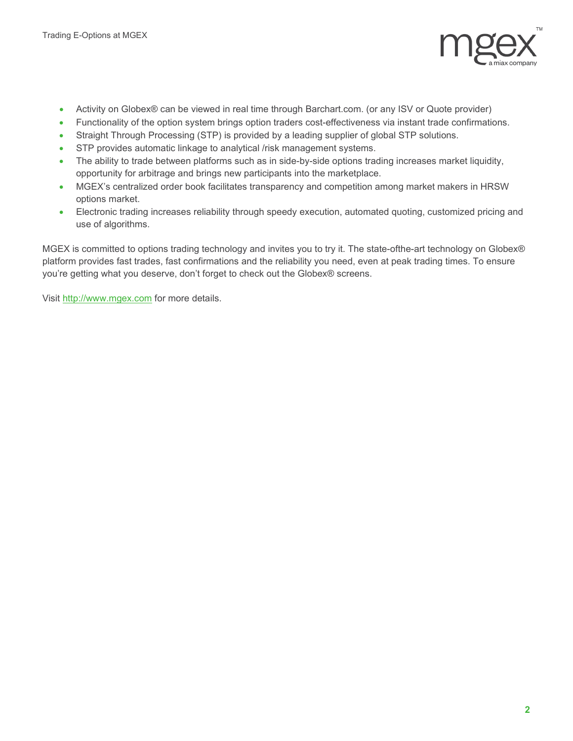- Activity on Globex® can be viewed in real time through Barchart.com. (or any ISV or Quote provider)
- Functionality of the option system brings option traders cost-effectiveness via instant trade confirmations.
- Straight Through Processing (STP) is provided by a leading supplier of global STP solutions.
- STP provides automatic linkage to analytical /risk management systems.
- The ability to trade between platforms such as in side-by-side options trading increases market liquidity, opportunity for arbitrage and brings new participants into the marketplace.
- MGEX's centralized order book facilitates transparency and competition among market makers in HRSW options market.
- Electronic trading increases reliability through speedy execution, automated quoting, customized pricing and use of algorithms.

MGEX is committed to options trading technology and invites you to try it. The state-ofthe-art technology on Globex® platform provides fast trades, fast confirmations and the reliability you need, even at peak trading times. To ensure you're getting what you deserve, don't forget to check out the Globex® screens.

Visit http://www.mgex.com for more details.